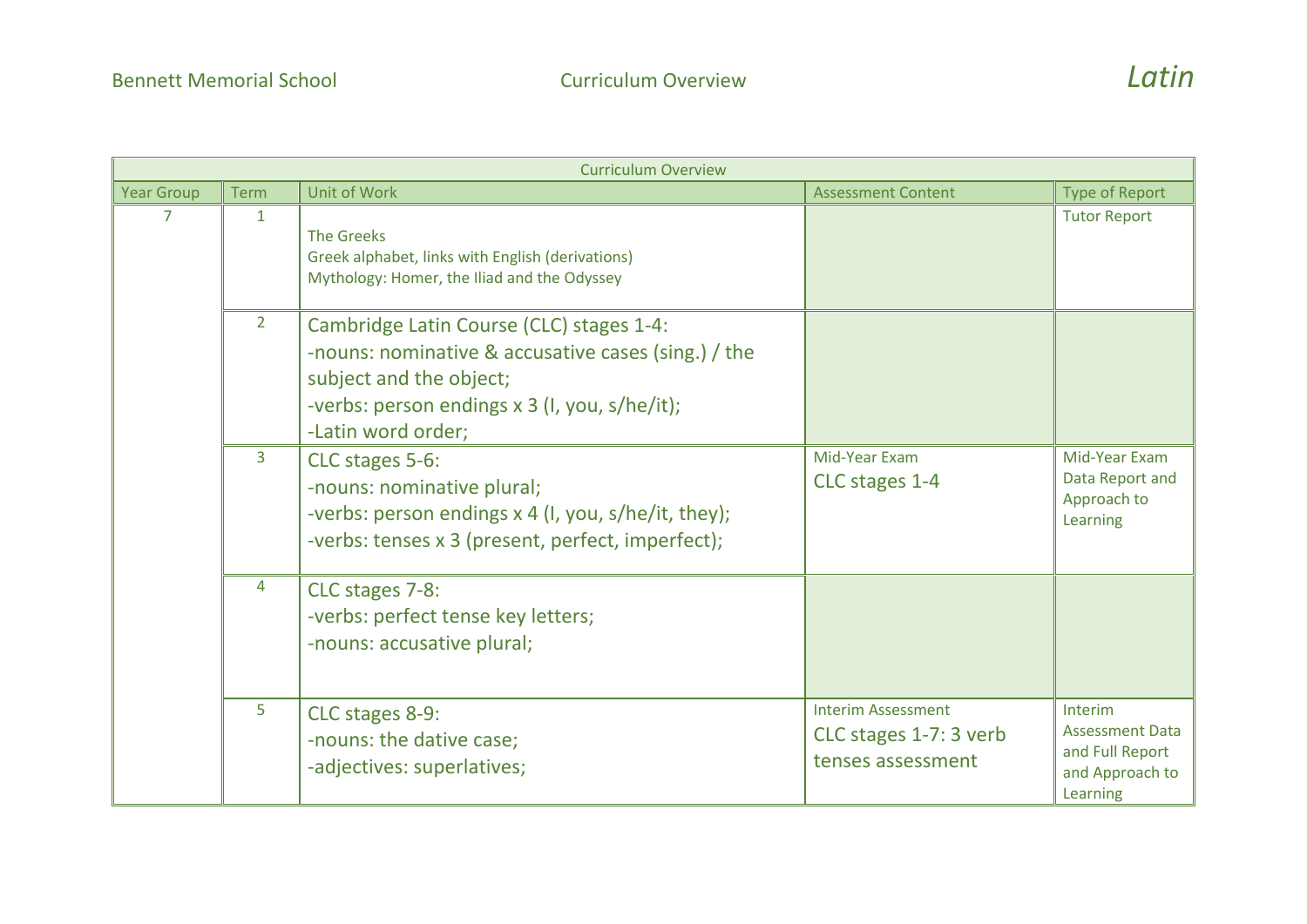Bennett Memorial School — Curriculum Overview — *Latin*

| Curriculum Overview | | | | |
|---|---|---|---|---|
| Year Group | Term | Unit of Work | Assessment Content | Type of Report |
| 7 | 1 | The Greeks<br>Greek alphabet, links with English (derivations)<br>Mythology: Homer, the Iliad and the Odyssey | | Tutor Report |
| | 2 | Cambridge Latin Course (CLC) stages 1-4:<br>-nouns: nominative & accusative cases (sing.) / the subject and the object;<br>-verbs: person endings x 3 (I, you, s/he/it);<br>-Latin word order; | | |
| | 3 | CLC stages 5-6:<br>-nouns: nominative plural;<br>-verbs: person endings x 4 (I, you, s/he/it, they);<br>-verbs: tenses x 3 (present, perfect, imperfect); | Mid-Year Exam<br>CLC stages 1-4 | Mid-Year Exam Data Report and Approach to Learning |
| | 4 | CLC stages 7-8:<br>-verbs: perfect tense key letters;<br>-nouns: accusative plural; | | |
| | 5 | CLC stages 8-9:<br>-nouns: the dative case;<br>-adjectives: superlatives; | Interim Assessment<br>CLC stages 1-7: 3 verb tenses assessment | Interim Assessment Data and Full Report and Approach to Learning |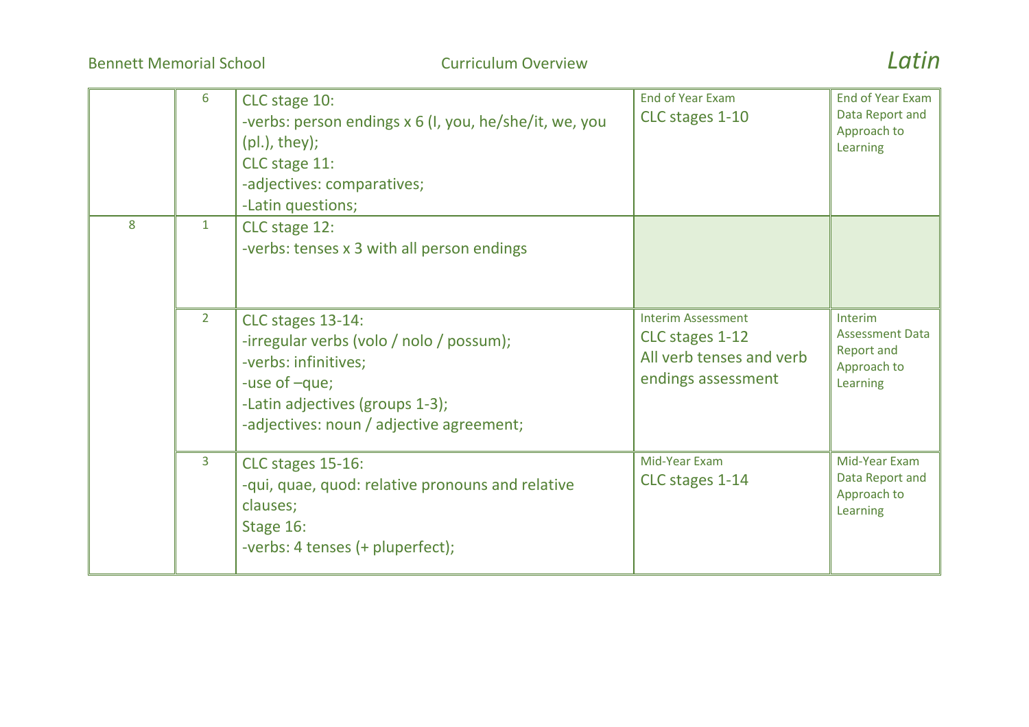| | | | | |
|---|---|---|---|---|
| | 6 | CLC stage 10:<br>-verbs: person endings x 6 (I, you, he/she/it, we, you (pl.), they);<br>CLC stage 11:<br>-adjectives: comparatives;<br>-Latin questions; | End of Year Exam<br>CLC stages 1-10 | End of Year Exam Data Report and Approach to Learning |
| 8 | 1 | CLC stage 12:<br>-verbs: tenses x 3 with all person endings | | |
| | 2 | CLC stages 13-14:<br>-irregular verbs (volo / nolo / possum);<br>-verbs: infinitives;<br>-use of –que;<br>-Latin adjectives (groups 1-3);<br>-adjectives: noun / adjective agreement; | Interim Assessment<br>CLC stages 1-12<br>All verb tenses and verb endings assessment | Interim Assessment Data Report and Approach to Learning |
| | 3 | CLC stages 15-16:<br>-qui, quae, quod: relative pronouns and relative clauses;<br>Stage 16:<br>-verbs: 4 tenses (+ pluperfect); | Mid-Year Exam<br>CLC stages 1-14 | Mid-Year Exam Data Report and Approach to Learning |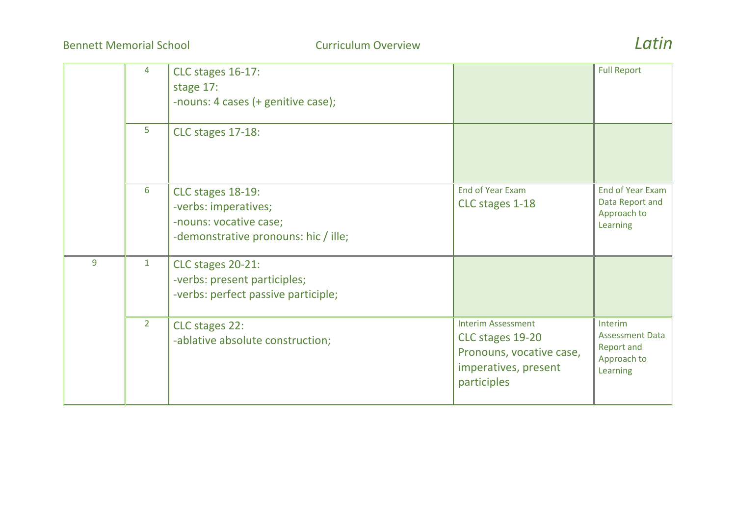| | | | | |
|---|---|---|---|---|
| | 4 | CLC stages 16-17:<br>stage 17:<br>-nouns: 4 cases (+ genitive case); | | Full Report |
| | 5 | CLC stages 17-18: | | |
| | 6 | CLC stages 18-19:<br>-verbs: imperatives;<br>-nouns: vocative case;<br>-demonstrative pronouns: hic / ille; | End of Year Exam<br>CLC stages 1-18 | End of Year Exam Data Report and Approach to Learning |
| 9 | 1 | CLC stages 20-21:<br>-verbs: present participles;<br>-verbs: perfect passive participle; | | |
| | 2 | CLC stages 22:<br>-ablative absolute construction; | Interim Assessment<br>CLC stages 19-20<br>Pronouns, vocative case, imperatives, present participles | Interim Assessment Data Report and Approach to Learning |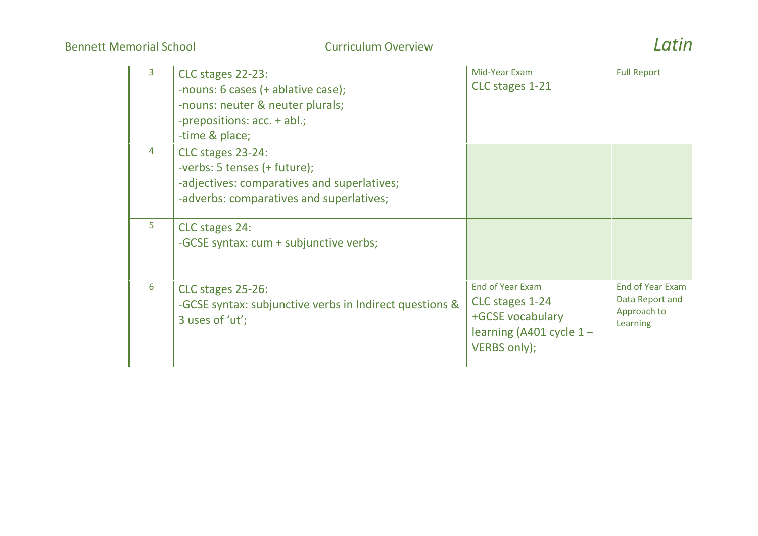| | | | | |
|---|---|---|---|---|
| | 3 | CLC stages 22-23:<br>-nouns: 6 cases (+ ablative case);<br>-nouns: neuter & neuter plurals;<br>-prepositions: acc. + abl.;<br>-time & place; | Mid-Year Exam<br>CLC stages 1-21 | Full Report |
| | 4 | CLC stages 23-24:<br>-verbs: 5 tenses (+ future);<br>-adjectives: comparatives and superlatives;<br>-adverbs: comparatives and superlatives; | | |
| | 5 | CLC stages 24:<br>-GCSE syntax: cum + subjunctive verbs; | | |
| | 6 | CLC stages 25-26:<br>-GCSE syntax: subjunctive verbs in Indirect questions & 3 uses of 'ut'; | End of Year Exam<br>CLC stages 1-24<br>+GCSE vocabulary learning (A401 cycle 1 – VERBS only); | End of Year Exam Data Report and Approach to Learning |